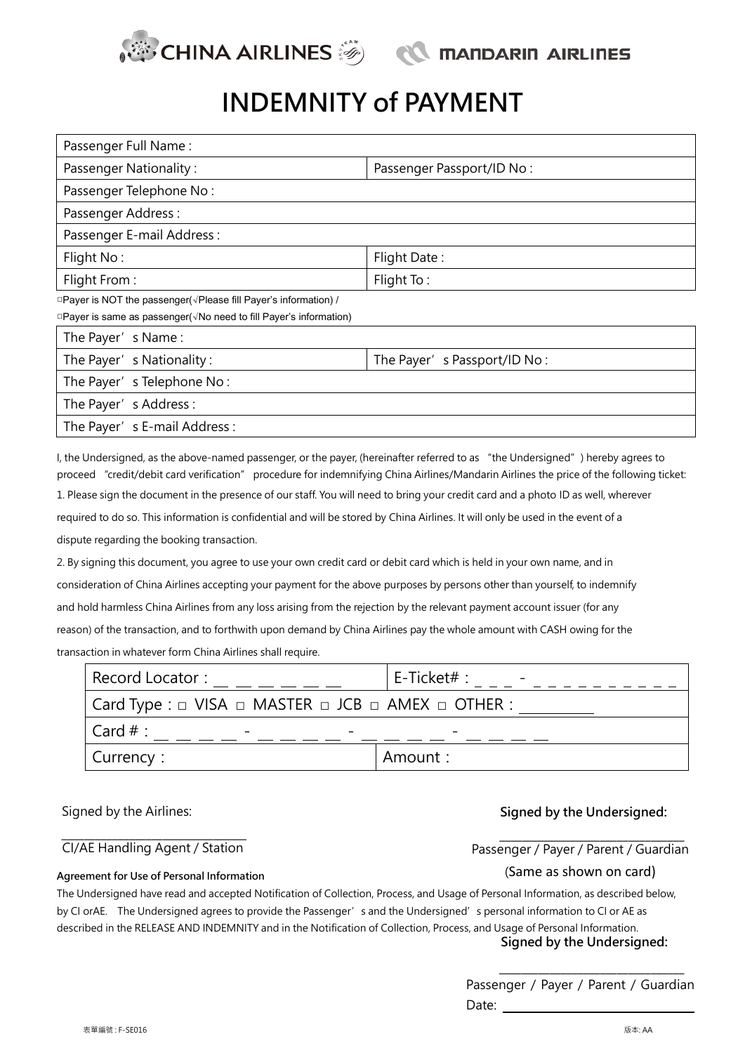CHINA AIRLINES    MANDARIN AIRLINES

# INDEMNITY of PAYMENT

| Passenger Full Name : | |
|---|---|
| Passenger Nationality : | Passenger Passport/ID No : |
| Passenger Telephone No : | |
| Passenger Address : | |
| Passenger E-mail Address : | |
| Flight No : | Flight Date : |
| Flight From : | Flight To : |

□Payer is NOT the passenger(√Please fill Payer's information) /

□Payer is same as passenger(√No need to fill Payer's information)

| The Payer's Name : | |
|---|---|
| The Payer's Nationality : | The Payer's Passport/ID No : |
| The Payer's Telephone No : | |
| The Payer's Address : | |
| The Payer's E-mail Address : | |

I, the Undersigned, as the above-named passenger, or the payer, (hereinafter referred to as "the Undersigned") hereby agrees to proceed "credit/debit card verification" procedure for indemnifying China Airlines/Mandarin Airlines the price of the following ticket:

1. Please sign the document in the presence of our staff. You will need to bring your credit card and a photo ID as well, wherever required to do so. This information is confidential and will be stored by China Airlines. It will only be used in the event of a dispute regarding the booking transaction.

2. By signing this document, you agree to use your own credit card or debit card which is held in your own name, and in consideration of China Airlines accepting your payment for the above purposes by persons other than yourself, to indemnify and hold harmless China Airlines from any loss arising from the rejection by the relevant payment account issuer (for any reason) of the transaction, and to forthwith upon demand by China Airlines pay the whole amount with CASH owing for the transaction in whatever form China Airlines shall require.

| Record Locator : __ __ __ __ __ __ | E-Ticket# : _ _ _ - _ _ _ _ _ _ _ _ _ _ |
|---|---|
| Card Type : □ VISA □ MASTER □ JCB □ AMEX □ OTHER : __________ | |
| Card # : __ __ __ __ - __ __ __ __ - __ __ __ __ - __ __ __ __ | |
| Currency : | Amount : |

Signed by the Airlines:

______________________________

CI/AE Handling Agent / Station

**Signed by the Undersigned:**

______________________________

Passenger / Payer / Parent / Guardian

(Same as shown on card)

**Agreement for Use of Personal Information**

The Undersigned have read and accepted Notification of Collection, Process, and Usage of Personal Information, as described below, by CI orAE. The Undersigned agrees to provide the Passenger's and the Undersigned's personal information to CI or AE as described in the RELEASE AND INDEMNITY and in the Notification of Collection, Process, and Usage of Personal Information.

**Signed by the Undersigned:**

______________________________

Passenger / Payer / Parent / Guardian

Date: ______________________________

表單編號 : F-SE016

版本: AA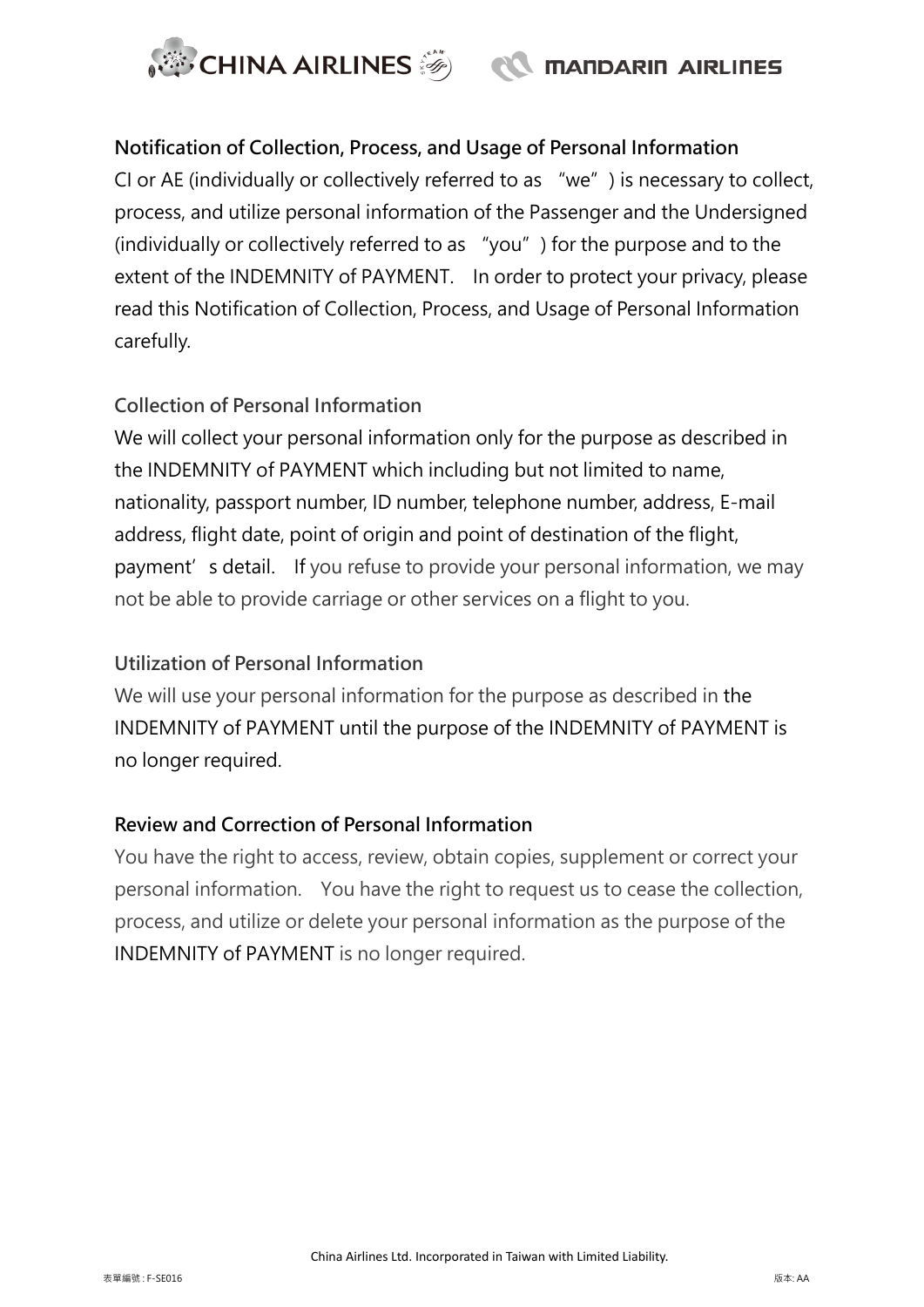## Notification of Collection, Process, and Usage of Personal Information

CI or AE (individually or collectively referred to as "we") is necessary to collect, process, and utilize personal information of the Passenger and the Undersigned (individually or collectively referred to as "you") for the purpose and to the extent of the INDEMNITY of PAYMENT. In order to protect your privacy, please read this Notification of Collection, Process, and Usage of Personal Information carefully.

### Collection of Personal Information

We will collect your personal information only for the purpose as described in the INDEMNITY of PAYMENT which including but not limited to name, nationality, passport number, ID number, telephone number, address, E-mail address, flight date, point of origin and point of destination of the flight, payment's detail. If you refuse to provide your personal information, we may not be able to provide carriage or other services on a flight to you.

### Utilization of Personal Information

We will use your personal information for the purpose as described in the INDEMNITY of PAYMENT until the purpose of the INDEMNITY of PAYMENT is no longer required.

### Review and Correction of Personal Information

You have the right to access, review, obtain copies, supplement or correct your personal information. You have the right to request us to cease the collection, process, and utilize or delete your personal information as the purpose of the INDEMNITY of PAYMENT is no longer required.

China Airlines Ltd. Incorporated in Taiwan with Limited Liability.

表單編號 : F-SE016

版本: AA